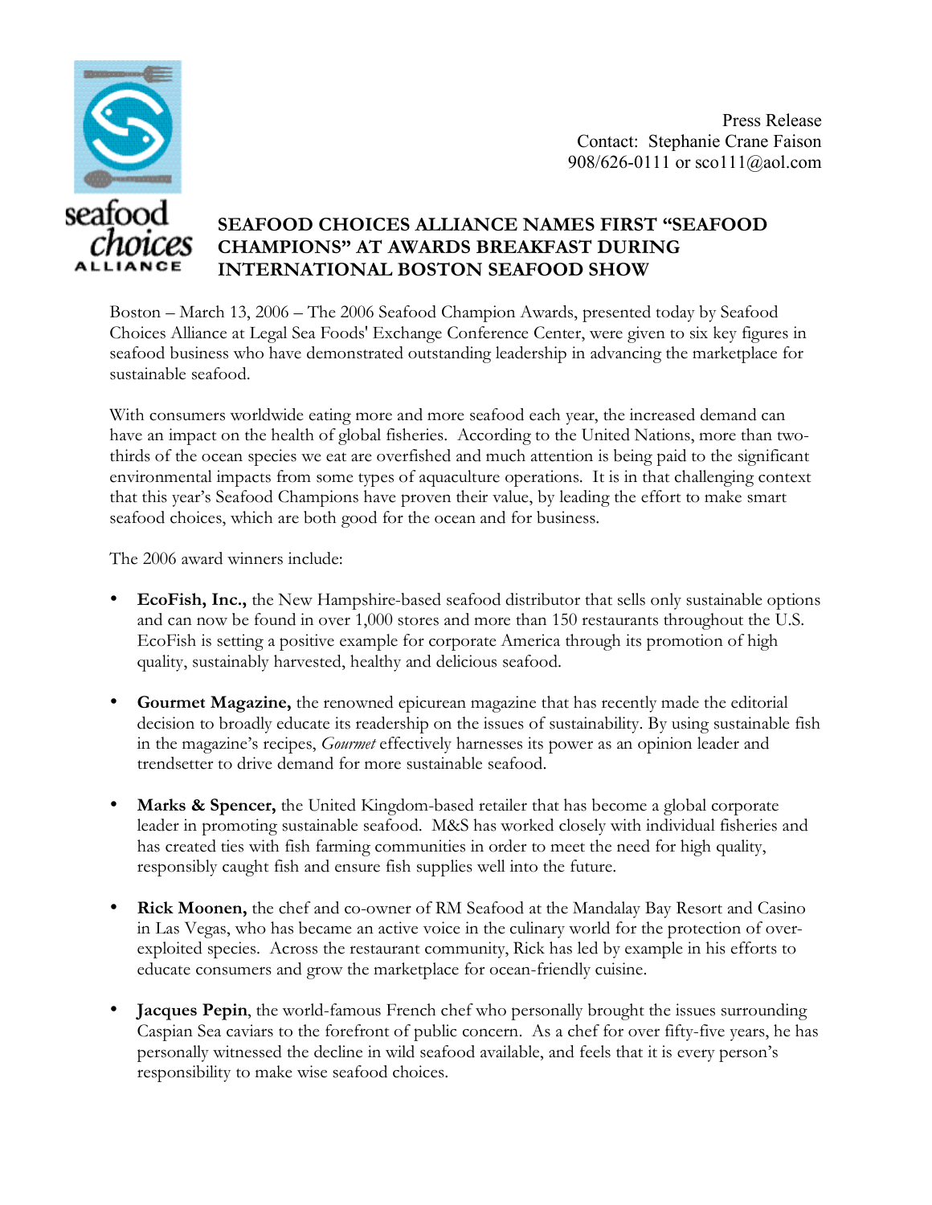seafood choices ALLIANCE

Press Release
Contact: Stephanie Crane Faison
908/626-0111 or sco111@aol.com

# SEAFOOD CHOICES ALLIANCE NAMES FIRST "SEAFOOD CHAMPIONS" AT AWARDS BREAKFAST DURING INTERNATIONAL BOSTON SEAFOOD SHOW

Boston – March 13, 2006 – The 2006 Seafood Champion Awards, presented today by Seafood Choices Alliance at Legal Sea Foods' Exchange Conference Center, were given to six key figures in seafood business who have demonstrated outstanding leadership in advancing the marketplace for sustainable seafood.

With consumers worldwide eating more and more seafood each year, the increased demand can have an impact on the health of global fisheries. According to the United Nations, more than two-thirds of the ocean species we eat are overfished and much attention is being paid to the significant environmental impacts from some types of aquaculture operations. It is in that challenging context that this year's Seafood Champions have proven their value, by leading the effort to make smart seafood choices, which are both good for the ocean and for business.

The 2006 award winners include:

- **EcoFish, Inc.,** the New Hampshire-based seafood distributor that sells only sustainable options and can now be found in over 1,000 stores and more than 150 restaurants throughout the U.S. EcoFish is setting a positive example for corporate America through its promotion of high quality, sustainably harvested, healthy and delicious seafood.

- **Gourmet Magazine,** the renowned epicurean magazine that has recently made the editorial decision to broadly educate its readership on the issues of sustainability. By using sustainable fish in the magazine's recipes, *Gourmet* effectively harnesses its power as an opinion leader and trendsetter to drive demand for more sustainable seafood.

- **Marks & Spencer,** the United Kingdom-based retailer that has become a global corporate leader in promoting sustainable seafood. M&S has worked closely with individual fisheries and has created ties with fish farming communities in order to meet the need for high quality, responsibly caught fish and ensure fish supplies well into the future.

- **Rick Moonen,** the chef and co-owner of RM Seafood at the Mandalay Bay Resort and Casino in Las Vegas, who has became an active voice in the culinary world for the protection of over-exploited species. Across the restaurant community, Rick has led by example in his efforts to educate consumers and grow the marketplace for ocean-friendly cuisine.

- **Jacques Pepin**, the world-famous French chef who personally brought the issues surrounding Caspian Sea caviars to the forefront of public concern. As a chef for over fifty-five years, he has personally witnessed the decline in wild seafood available, and feels that it is every person's responsibility to make wise seafood choices.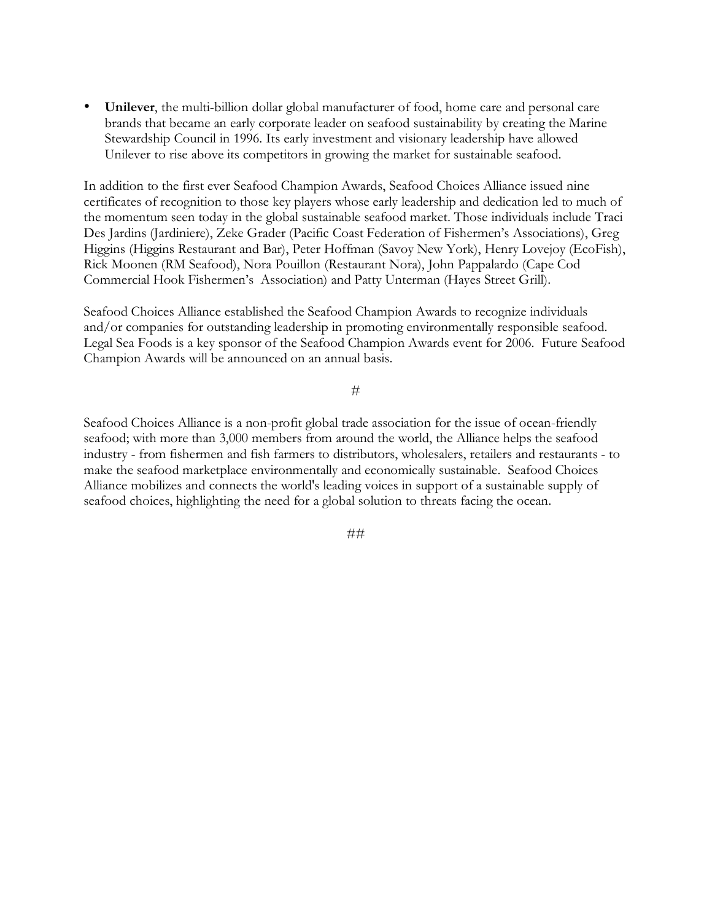- **Unilever**, the multi-billion dollar global manufacturer of food, home care and personal care brands that became an early corporate leader on seafood sustainability by creating the Marine Stewardship Council in 1996. Its early investment and visionary leadership have allowed Unilever to rise above its competitors in growing the market for sustainable seafood.

In addition to the first ever Seafood Champion Awards, Seafood Choices Alliance issued nine certificates of recognition to those key players whose early leadership and dedication led to much of the momentum seen today in the global sustainable seafood market. Those individuals include Traci Des Jardins (Jardiniere), Zeke Grader (Pacific Coast Federation of Fishermen's Associations), Greg Higgins (Higgins Restaurant and Bar), Peter Hoffman (Savoy New York), Henry Lovejoy (EcoFish), Rick Moonen (RM Seafood), Nora Pouillon (Restaurant Nora), John Pappalardo (Cape Cod Commercial Hook Fishermen's Association) and Patty Unterman (Hayes Street Grill).

Seafood Choices Alliance established the Seafood Champion Awards to recognize individuals and/or companies for outstanding leadership in promoting environmentally responsible seafood. Legal Sea Foods is a key sponsor of the Seafood Champion Awards event for 2006. Future Seafood Champion Awards will be announced on an annual basis.

#

Seafood Choices Alliance is a non-profit global trade association for the issue of ocean-friendly seafood; with more than 3,000 members from around the world, the Alliance helps the seafood industry - from fishermen and fish farmers to distributors, wholesalers, retailers and restaurants - to make the seafood marketplace environmentally and economically sustainable. Seafood Choices Alliance mobilizes and connects the world's leading voices in support of a sustainable supply of seafood choices, highlighting the need for a global solution to threats facing the ocean.

##